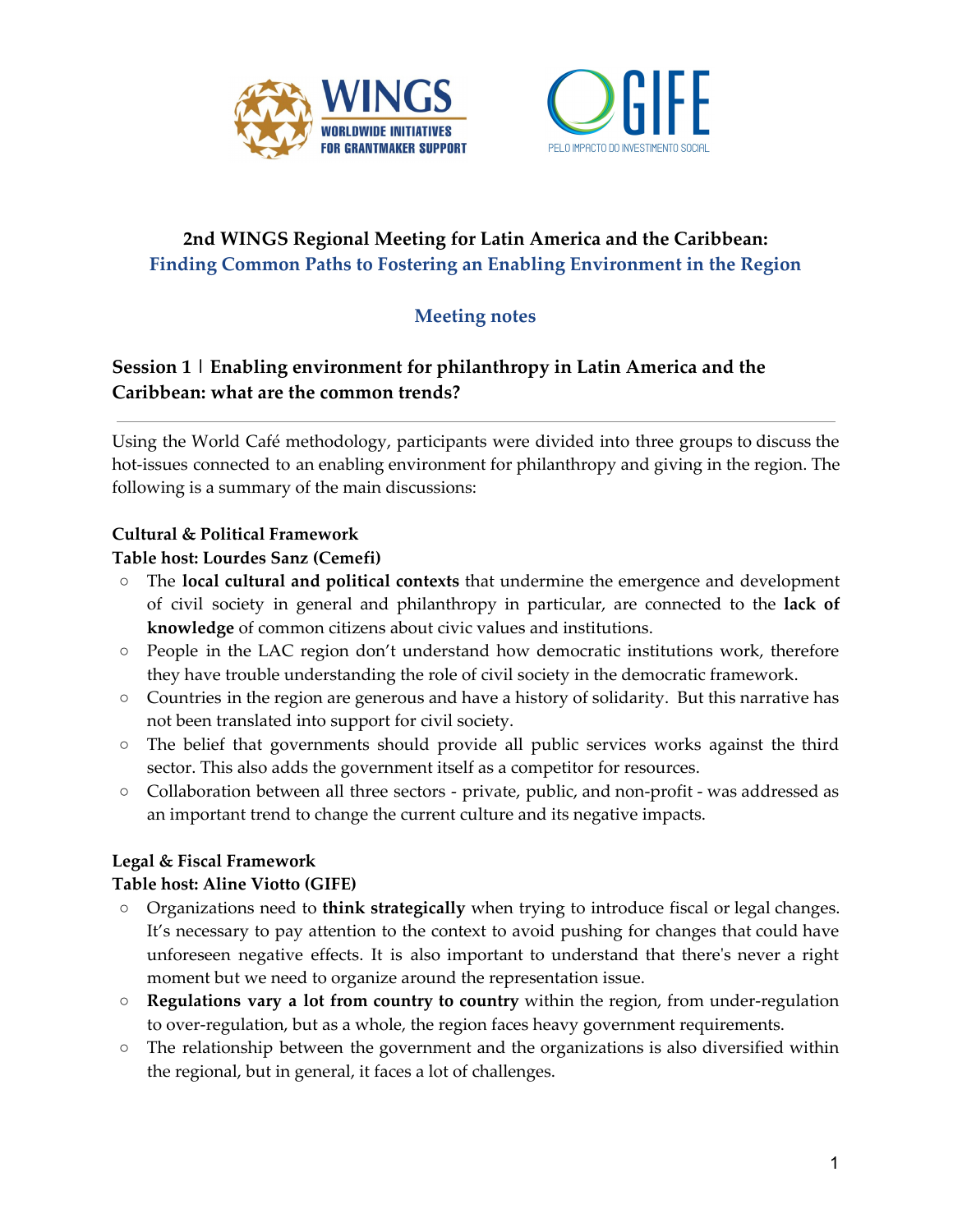# 2nd WINGS Regional Meeting for Latin America and the Caribbean:

## Finding Common Paths to Fostering an Enabling Environment in the Region

## Meeting notes

## Session 1 | Enabling environment for philanthropy in Latin America and the Caribbean: what are the common trends?

Using the World Café methodology, participants were divided into three groups to discuss the hot-issues connected to an enabling environment for philanthropy and giving in the region. The following is a summary of the main discussions:

**Cultural & Political Framework**
**Table host: Lourdes Sanz (Cemefi)**

- The **local cultural and political contexts** that undermine the emergence and development of civil society in general and philanthropy in particular, are connected to the **lack of knowledge** of common citizens about civic values and institutions.
- People in the LAC region don't understand how democratic institutions work, therefore they have trouble understanding the role of civil society in the democratic framework.
- Countries in the region are generous and have a history of solidarity. But this narrative has not been translated into support for civil society.
- The belief that governments should provide all public services works against the third sector. This also adds the government itself as a competitor for resources.
- Collaboration between all three sectors - private, public, and non-profit - was addressed as an important trend to change the current culture and its negative impacts.

**Legal & Fiscal Framework**
**Table host: Aline Viotto (GIFE)**

- Organizations need to **think strategically** when trying to introduce fiscal or legal changes. It's necessary to pay attention to the context to avoid pushing for changes that could have unforeseen negative effects. It is also important to understand that there's never a right moment but we need to organize around the representation issue.
- **Regulations vary a lot from country to country** within the region, from under-regulation to over-regulation, but as a whole, the region faces heavy government requirements.
- The relationship between the government and the organizations is also diversified within the regional, but in general, it faces a lot of challenges.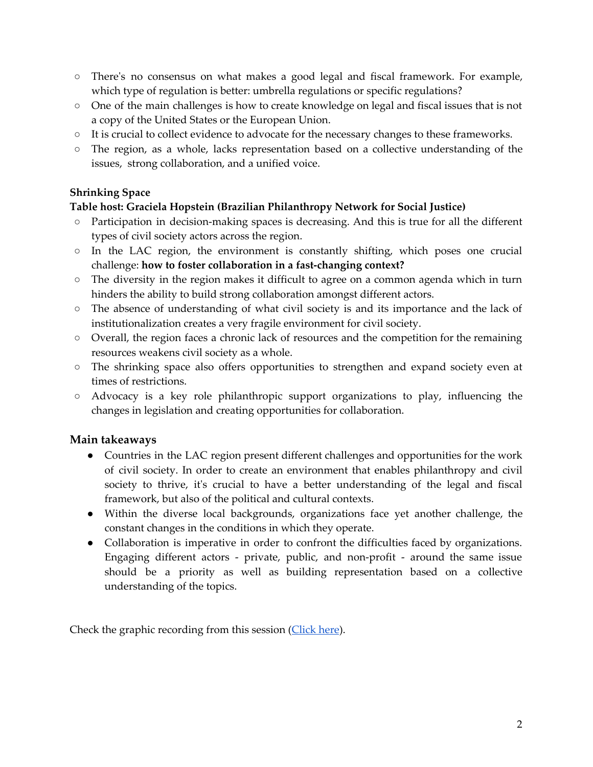- There's no consensus on what makes a good legal and fiscal framework. For example, which type of regulation is better: umbrella regulations or specific regulations?
- One of the main challenges is how to create knowledge on legal and fiscal issues that is not a copy of the United States or the European Union.
- It is crucial to collect evidence to advocate for the necessary changes to these frameworks.
- The region, as a whole, lacks representation based on a collective understanding of the issues, strong collaboration, and a unified voice.

**Shrinking Space**

**Table host: Graciela Hopstein (Brazilian Philanthropy Network for Social Justice)**

- Participation in decision-making spaces is decreasing. And this is true for all the different types of civil society actors across the region.
- In the LAC region, the environment is constantly shifting, which poses one crucial challenge: **how to foster collaboration in a fast-changing context?**
- The diversity in the region makes it difficult to agree on a common agenda which in turn hinders the ability to build strong collaboration amongst different actors.
- The absence of understanding of what civil society is and its importance and the lack of institutionalization creates a very fragile environment for civil society.
- Overall, the region faces a chronic lack of resources and the competition for the remaining resources weakens civil society as a whole.
- The shrinking space also offers opportunities to strengthen and expand society even at times of restrictions.
- Advocacy is a key role philanthropic support organizations to play, influencing the changes in legislation and creating opportunities for collaboration.

## Main takeaways

- Countries in the LAC region present different challenges and opportunities for the work of civil society. In order to create an environment that enables philanthropy and civil society to thrive, it's crucial to have a better understanding of the legal and fiscal framework, but also of the political and cultural contexts.
- Within the diverse local backgrounds, organizations face yet another challenge, the constant changes in the conditions in which they operate.
- Collaboration is imperative in order to confront the difficulties faced by organizations. Engaging different actors - private, public, and non-profit - around the same issue should be a priority as well as building representation based on a collective understanding of the topics.

Check the graphic recording from this session ([Click here]()).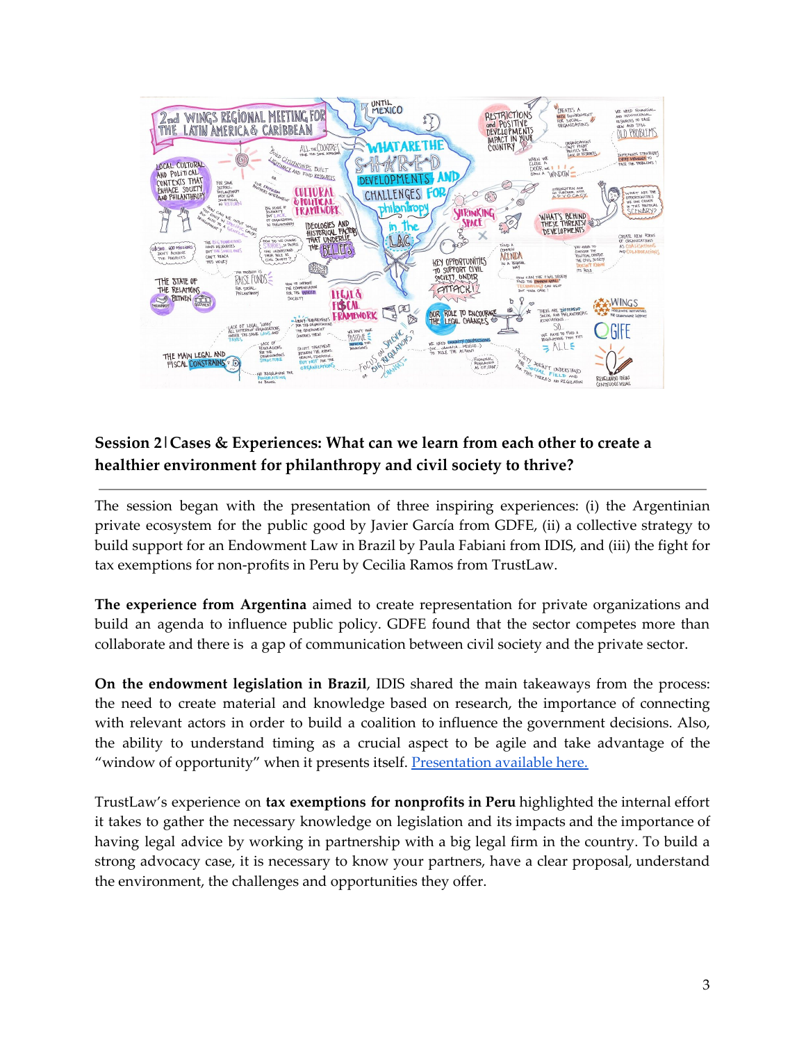## Session 2 | Cases & Experiences: What can we learn from each other to create a healthier environment for philanthropy and civil society to thrive?

---

The session began with the presentation of three inspiring experiences: (i) the Argentinian private ecosystem for the public good by Javier García from GDFE, (ii) a collective strategy to build support for an Endowment Law in Brazil by Paula Fabiani from IDIS, and (iii) the fight for tax exemptions for non-profits in Peru by Cecilia Ramos from TrustLaw.

**The experience from Argentina** aimed to create representation for private organizations and build an agenda to influence public policy. GDFE found that the sector competes more than collaborate and there is a gap of communication between civil society and the private sector.

**On the endowment legislation in Brazil**, IDIS shared the main takeaways from the process: the need to create material and knowledge based on research, the importance of connecting with relevant actors in order to build a coalition to influence the government decisions. Also, the ability to understand timing as a crucial aspect to be agile and take advantage of the "window of opportunity" when it presents itself. [Presentation available here.]

TrustLaw's experience on **tax exemptions for nonprofits in Peru** highlighted the internal effort it takes to gather the necessary knowledge on legislation and its impacts and the importance of having legal advice by working in partnership with a big legal firm in the country. To build a strong advocacy case, it is necessary to know your partners, have a clear proposal, understand the environment, the challenges and opportunities they offer.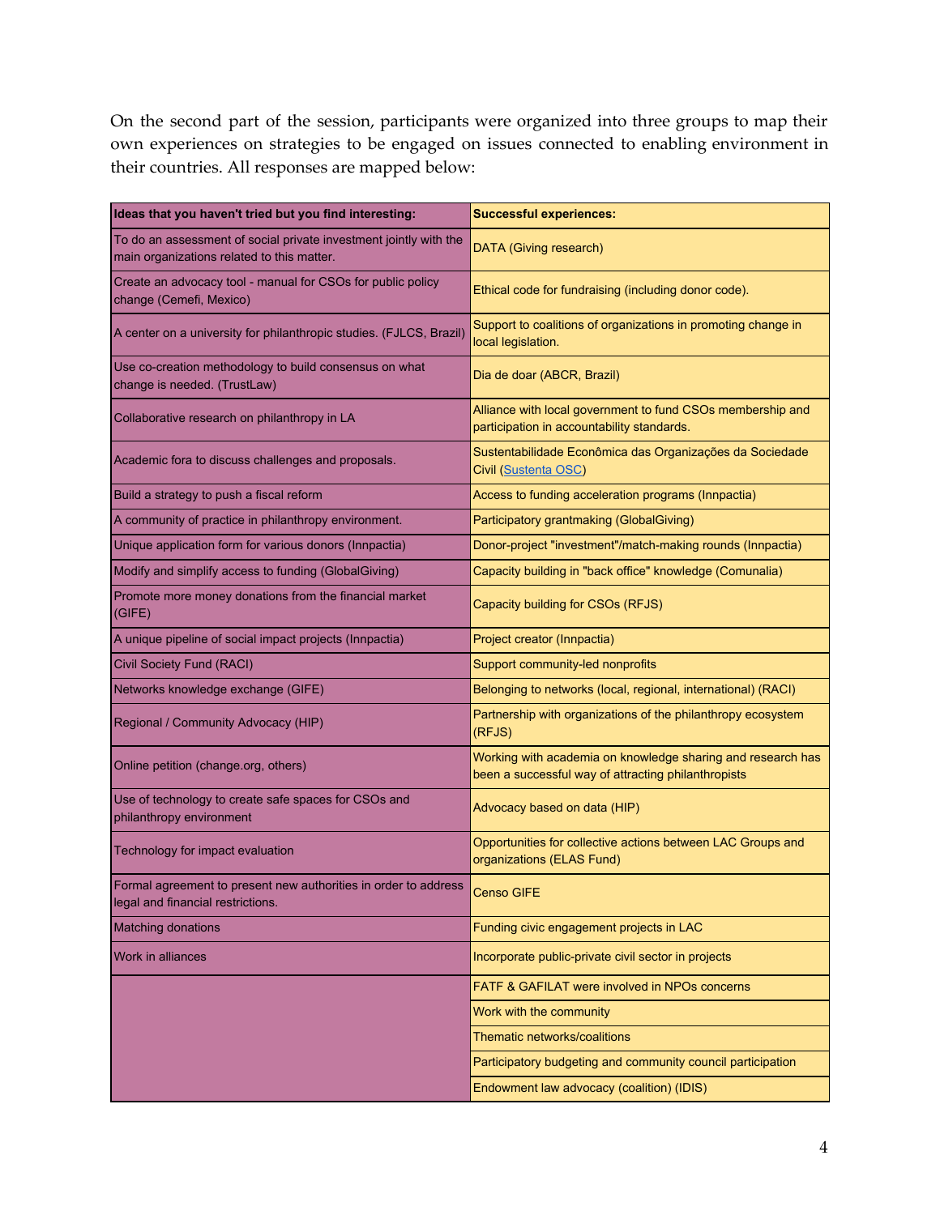On the second part of the session, participants were organized into three groups to map their own experiences on strategies to be engaged on issues connected to enabling environment in their countries. All responses are mapped below:

| Ideas that you haven't tried but you find interesting: | Successful experiences: |
|---|---|
| To do an assessment of social private investment jointly with the main organizations related to this matter. | DATA (Giving research) |
| Create an advocacy tool - manual for CSOs for public policy change (Cemefi, Mexico) | Ethical code for fundraising (including donor code). |
| A center on a university for philanthropic studies. (FJLCS, Brazil) | Support to coalitions of organizations in promoting change in local legislation. |
| Use co-creation methodology to build consensus on what change is needed. (TrustLaw) | Dia de doar (ABCR, Brazil) |
| Collaborative research on philanthropy in LA | Alliance with local government to fund CSOs membership and participation in accountability standards. |
| Academic fora to discuss challenges and proposals. | Sustentabilidade Econômica das Organizações da Sociedade Civil (Sustenta OSC) |
| Build a strategy to push a fiscal reform | Access to funding acceleration programs (Innpactia) |
| A community of practice in philanthropy environment. | Participatory grantmaking (GlobalGiving) |
| Unique application form for various donors (Innpactia) | Donor-project "investment"/match-making rounds (Innpactia) |
| Modify and simplify access to funding (GlobalGiving) | Capacity building in "back office" knowledge (Comunalia) |
| Promote more money donations from the financial market (GIFE) | Capacity building for CSOs (RFJS) |
| A unique pipeline of social impact projects (Innpactia) | Project creator (Innpactia) |
| Civil Society Fund (RACI) | Support community-led nonprofits |
| Networks knowledge exchange (GIFE) | Belonging to networks (local, regional, international) (RACI) |
| Regional / Community Advocacy (HIP) | Partnership with organizations of the philanthropy ecosystem (RFJS) |
| Online petition (change.org, others) | Working with academia on knowledge sharing and research has been a successful way of attracting philanthropists |
| Use of technology to create safe spaces for CSOs and philanthropy environment | Advocacy based on data (HIP) |
| Technology for impact evaluation | Opportunities for collective actions between LAC Groups and organizations (ELAS Fund) |
| Formal agreement to present new authorities in order to address legal and financial restrictions. | Censo GIFE |
| Matching donations | Funding civic engagement projects in LAC |
| Work in alliances | Incorporate public-private civil sector in projects |
| | FATF & GAFILAT were involved in NPOs concerns |
| | Work with the community |
| | Thematic networks/coalitions |
| | Participatory budgeting and community council participation |
| | Endowment law advocacy (coalition) (IDIS) |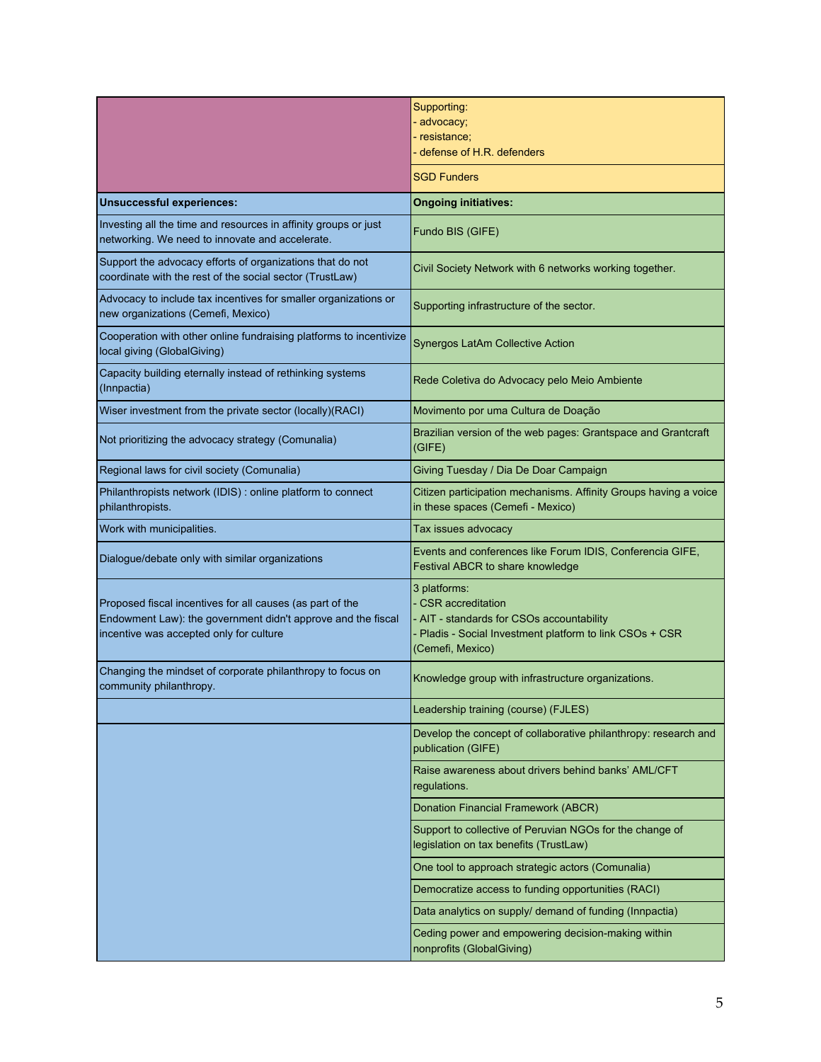| | Supporting:<br>- advocacy;<br>- resistance;<br>- defense of H.R. defenders |
|---|---|
| | SGD Funders |
| **Unsuccessful experiences:** | **Ongoing initiatives:** |
| Investing all the time and resources in affinity groups or just networking. We need to innovate and accelerate. | Fundo BIS (GIFE) |
| Support the advocacy efforts of organizations that do not coordinate with the rest of the social sector (TrustLaw) | Civil Society Network with 6 networks working together. |
| Advocacy to include tax incentives for smaller organizations or new organizations (Cemefi, Mexico) | Supporting infrastructure of the sector. |
| Cooperation with other online fundraising platforms to incentivize local giving (GlobalGiving) | Synergos LatAm Collective Action |
| Capacity building eternally instead of rethinking systems (Innpactia) | Rede Coletiva do Advocacy pelo Meio Ambiente |
| Wiser investment from the private sector (locally)(RACI) | Movimento por uma Cultura de Doação |
| Not prioritizing the advocacy strategy (Comunalia) | Brazilian version of the web pages: Grantspace and Grantcraft (GIFE) |
| Regional laws for civil society (Comunalia) | Giving Tuesday / Dia De Doar Campaign |
| Philanthropists network (IDIS) : online platform to connect philanthropists. | Citizen participation mechanisms. Affinity Groups having a voice in these spaces (Cemefi - Mexico) |
| Work with municipalities. | Tax issues advocacy |
| Dialogue/debate only with similar organizations | Events and conferences like Forum IDIS, Conferencia GIFE, Festival ABCR to share knowledge |
| Proposed fiscal incentives for all causes (as part of the Endowment Law): the government didn't approve and the fiscal incentive was accepted only for culture | 3 platforms:<br>- CSR accreditation<br>- AIT - standards for CSOs accountability<br>- Pladis - Social Investment platform to link CSOs + CSR (Cemefi, Mexico) |
| Changing the mindset of corporate philanthropy to focus on community philanthropy. | Knowledge group with infrastructure organizations. |
| | Leadership training (course) (FJLES) |
| | Develop the concept of collaborative philanthropy: research and publication (GIFE) |
| | Raise awareness about drivers behind banks' AML/CFT regulations. |
| | Donation Financial Framework (ABCR) |
| | Support to collective of Peruvian NGOs for the change of legislation on tax benefits (TrustLaw) |
| | One tool to approach strategic actors (Comunalia) |
| | Democratize access to funding opportunities (RACI) |
| | Data analytics on supply/ demand of funding (Innpactia) |
| | Ceding power and empowering decision-making within nonprofits (GlobalGiving) |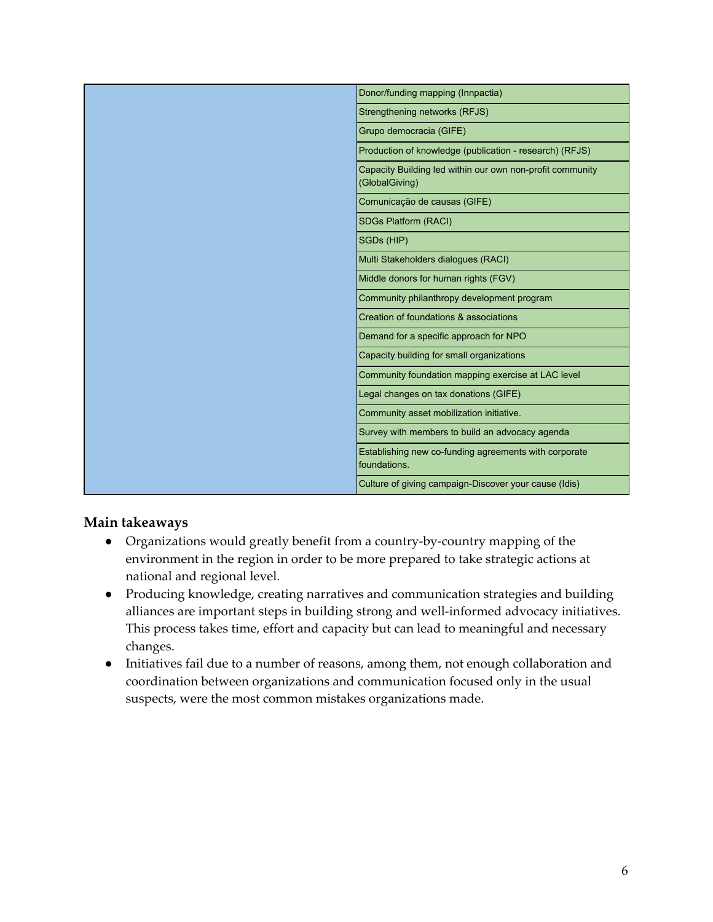| | |
|---|---|
| | Donor/funding mapping (Innpactia) |
| | Strengthening networks (RFJS) |
| | Grupo democracia (GIFE) |
| | Production of knowledge (publication - research) (RFJS) |
| | Capacity Building led within our own non-profit community (GlobalGiving) |
| | Comunicação de causas (GIFE) |
| | SDGs Platform (RACI) |
| | SGDs (HIP) |
| | Multi Stakeholders dialogues (RACI) |
| | Middle donors for human rights (FGV) |
| | Community philanthropy development program |
| | Creation of foundations & associations |
| | Demand for a specific approach for NPO |
| | Capacity building for small organizations |
| | Community foundation mapping exercise at LAC level |
| | Legal changes on tax donations (GIFE) |
| | Community asset mobilization initiative. |
| | Survey with members to build an advocacy agenda |
| | Establishing new co-funding agreements with corporate foundations. |
| | Culture of giving campaign-Discover your cause (Idis) |

## Main takeaways

- Organizations would greatly benefit from a country-by-country mapping of the environment in the region in order to be more prepared to take strategic actions at national and regional level.
- Producing knowledge, creating narratives and communication strategies and building alliances are important steps in building strong and well-informed advocacy initiatives. This process takes time, effort and capacity but can lead to meaningful and necessary changes.
- Initiatives fail due to a number of reasons, among them, not enough collaboration and coordination between organizations and communication focused only in the usual suspects, were the most common mistakes organizations made.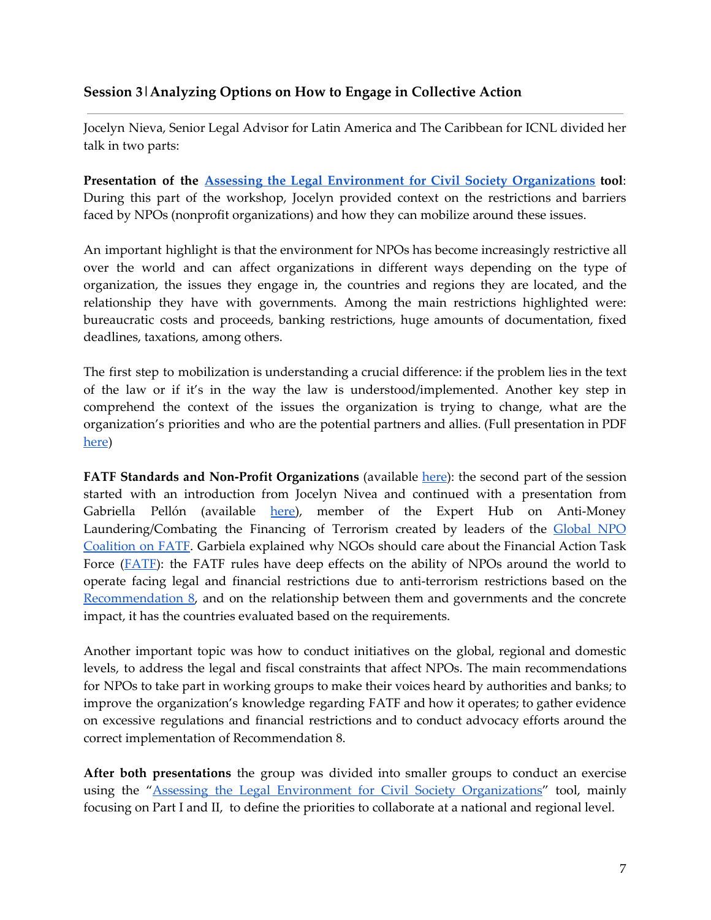### Session 3 | Analyzing Options on How to Engage in Collective Action

Jocelyn Nieva, Senior Legal Advisor for Latin America and The Caribbean for ICNL divided her talk in two parts:

**Presentation of the Assessing the Legal Environment for Civil Society Organizations tool**: During this part of the workshop, Jocelyn provided context on the restrictions and barriers faced by NPOs (nonprofit organizations) and how they can mobilize around these issues.

An important highlight is that the environment for NPOs has become increasingly restrictive all over the world and can affect organizations in different ways depending on the type of organization, the issues they engage in, the countries and regions they are located, and the relationship they have with governments. Among the main restrictions highlighted were: bureaucratic costs and proceeds, banking restrictions, huge amounts of documentation, fixed deadlines, taxations, among others.

The first step to mobilization is understanding a crucial difference: if the problem lies in the text of the law or if it's in the way the law is understood/implemented. Another key step in comprehend the context of the issues the organization is trying to change, what are the organization's priorities and who are the potential partners and allies. (Full presentation in PDF here)

**FATF Standards and Non-Profit Organizations** (available here): the second part of the session started with an introduction from Jocelyn Nivea and continued with a presentation from Gabriella Pellón (available here), member of the Expert Hub on Anti-Money Laundering/Combating the Financing of Terrorism created by leaders of the Global NPO Coalition on FATF. Garbiela explained why NGOs should care about the Financial Action Task Force (FATF): the FATF rules have deep effects on the ability of NPOs around the world to operate facing legal and financial restrictions due to anti-terrorism restrictions based on the Recommendation 8, and on the relationship between them and governments and the concrete impact, it has the countries evaluated based on the requirements.

Another important topic was how to conduct initiatives on the global, regional and domestic levels, to address the legal and fiscal constraints that affect NPOs. The main recommendations for NPOs to take part in working groups to make their voices heard by authorities and banks; to improve the organization's knowledge regarding FATF and how it operates; to gather evidence on excessive regulations and financial restrictions and to conduct advocacy efforts around the correct implementation of Recommendation 8.

**After both presentations** the group was divided into smaller groups to conduct an exercise using the "Assessing the Legal Environment for Civil Society Organizations" tool, mainly focusing on Part I and II, to define the priorities to collaborate at a national and regional level.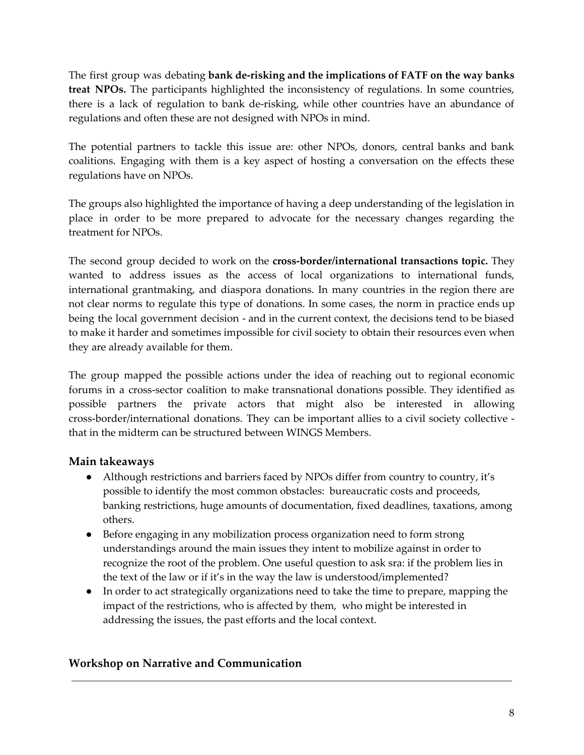The first group was debating **bank de-risking and the implications of FATF on the way banks treat NPOs.** The participants highlighted the inconsistency of regulations. In some countries, there is a lack of regulation to bank de-risking, while other countries have an abundance of regulations and often these are not designed with NPOs in mind.

The potential partners to tackle this issue are: other NPOs, donors, central banks and bank coalitions. Engaging with them is a key aspect of hosting a conversation on the effects these regulations have on NPOs.

The groups also highlighted the importance of having a deep understanding of the legislation in place in order to be more prepared to advocate for the necessary changes regarding the treatment for NPOs.

The second group decided to work on the **cross-border/international transactions topic.** They wanted to address issues as the access of local organizations to international funds, international grantmaking, and diaspora donations. In many countries in the region there are not clear norms to regulate this type of donations. In some cases, the norm in practice ends up being the local government decision - and in the current context, the decisions tend to be biased to make it harder and sometimes impossible for civil society to obtain their resources even when they are already available for them.

The group mapped the possible actions under the idea of reaching out to regional economic forums in a cross-sector coalition to make transnational donations possible. They identified as possible partners the private actors that might also be interested in allowing cross-border/international donations. They can be important allies to a civil society collective - that in the midterm can be structured between WINGS Members.

### Main takeaways

- Although restrictions and barriers faced by NPOs differ from country to country, it's possible to identify the most common obstacles: bureaucratic costs and proceeds, banking restrictions, huge amounts of documentation, fixed deadlines, taxations, among others.
- Before engaging in any mobilization process organization need to form strong understandings around the main issues they intent to mobilize against in order to recognize the root of the problem. One useful question to ask sra: if the problem lies in the text of the law or if it's in the way the law is understood/implemented?
- In order to act strategically organizations need to take the time to prepare, mapping the impact of the restrictions, who is affected by them, who might be interested in addressing the issues, the past efforts and the local context.

### Workshop on Narrative and Communication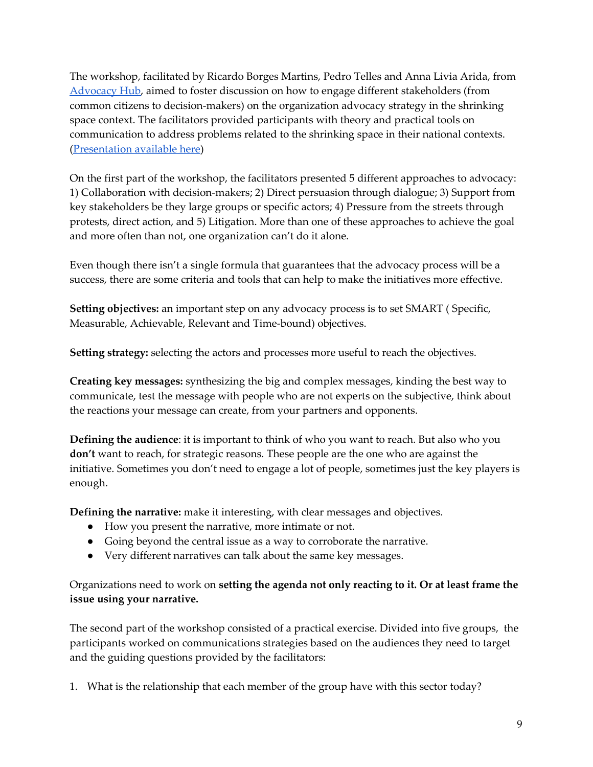The workshop, facilitated by Ricardo Borges Martins, Pedro Telles and Anna Livia Arida, from [Advocacy Hub](), aimed to foster discussion on how to engage different stakeholders (from common citizens to decision-makers) on the organization advocacy strategy in the shrinking space context. The facilitators provided participants with theory and practical tools on communication to address problems related to the shrinking space in their national contexts. ([Presentation available here]())

On the first part of the workshop, the facilitators presented 5 different approaches to advocacy: 1) Collaboration with decision-makers; 2) Direct persuasion through dialogue; 3) Support from key stakeholders be they large groups or specific actors; 4) Pressure from the streets through protests, direct action, and 5) Litigation. More than one of these approaches to achieve the goal and more often than not, one organization can't do it alone.

Even though there isn't a single formula that guarantees that the advocacy process will be a success, there are some criteria and tools that can help to make the initiatives more effective.

**Setting objectives:** an important step on any advocacy process is to set SMART ( Specific, Measurable, Achievable, Relevant and Time-bound) objectives.

**Setting strategy:** selecting the actors and processes more useful to reach the objectives.

**Creating key messages:** synthesizing the big and complex messages, kinding the best way to communicate, test the message with people who are not experts on the subjective, think about the reactions your message can create, from your partners and opponents.

**Defining the audience**: it is important to think of who you want to reach. But also who you **don't** want to reach, for strategic reasons. These people are the one who are against the initiative. Sometimes you don't need to engage a lot of people, sometimes just the key players is enough.

**Defining the narrative:** make it interesting, with clear messages and objectives.

- How you present the narrative, more intimate or not.
- Going beyond the central issue as a way to corroborate the narrative.
- Very different narratives can talk about the same key messages.

Organizations need to work on **setting the agenda not only reacting to it. Or at least frame the issue using your narrative.**

The second part of the workshop consisted of a practical exercise. Divided into five groups, the participants worked on communications strategies based on the audiences they need to target and the guiding questions provided by the facilitators:

1. What is the relationship that each member of the group have with this sector today?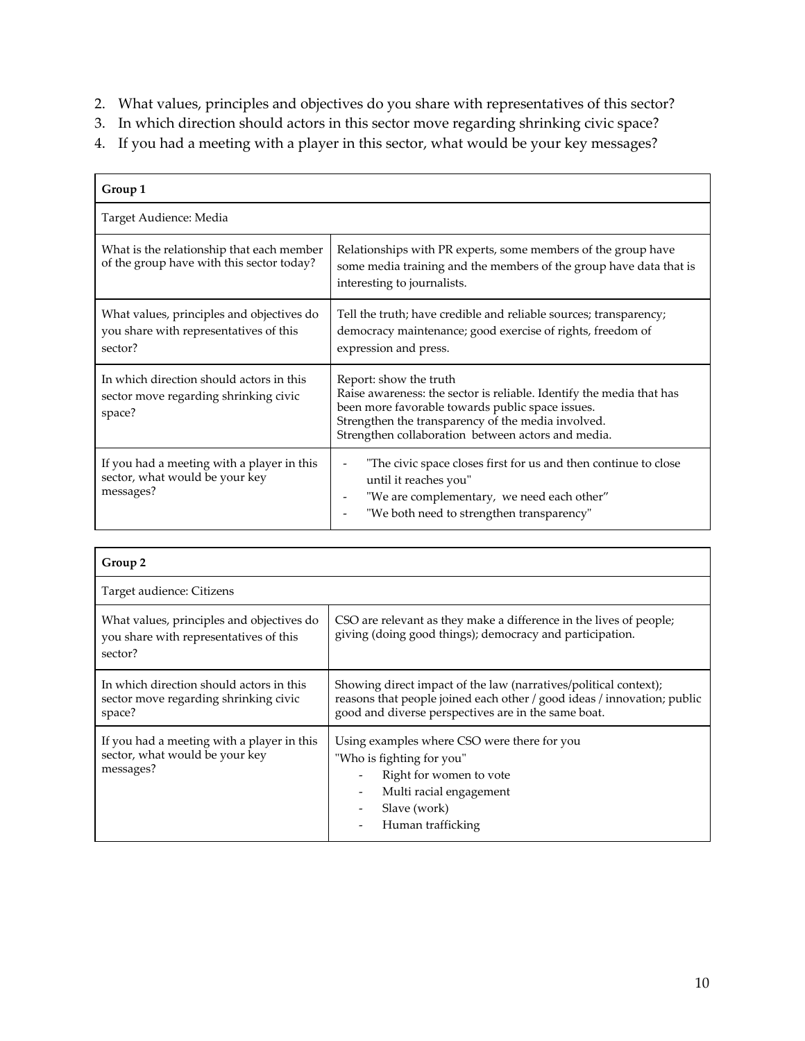2. What values, principles and objectives do you share with representatives of this sector?
3. In which direction should actors in this sector move regarding shrinking civic space?
4. If you had a meeting with a player in this sector, what would be your key messages?

| **Group 1** | |
|---|---|
| Target Audience: Media | |
| What is the relationship that each member of the group have with this sector today? | Relationships with PR experts, some members of the group have some media training and the members of the group have data that is interesting to journalists. |
| What values, principles and objectives do you share with representatives of this sector? | Tell the truth; have credible and reliable sources; transparency; democracy maintenance; good exercise of rights, freedom of expression and press. |
| In which direction should actors in this sector move regarding shrinking civic space? | Report: show the truth<br>Raise awareness: the sector is reliable. Identify the media that has been more favorable towards public space issues.<br>Strengthen the transparency of the media involved.<br>Strengthen collaboration between actors and media. |
| If you had a meeting with a player in this sector, what would be your key messages? | - "The civic space closes first for us and then continue to close until it reaches you"<br>- "We are complementary, we need each other"<br>- "We both need to strengthen transparency" |

| **Group 2** | |
|---|---|
| Target audience: Citizens | |
| What values, principles and objectives do you share with representatives of this sector? | CSO are relevant as they make a difference in the lives of people; giving (doing good things); democracy and participation. |
| In which direction should actors in this sector move regarding shrinking civic space? | Showing direct impact of the law (narratives/political context); reasons that people joined each other / good ideas / innovation; public good and diverse perspectives are in the same boat. |
| If you had a meeting with a player in this sector, what would be your key messages? | Using examples where CSO were there for you<br>"Who is fighting for you"<br>- Right for women to vote<br>- Multi racial engagement<br>- Slave (work)<br>- Human trafficking |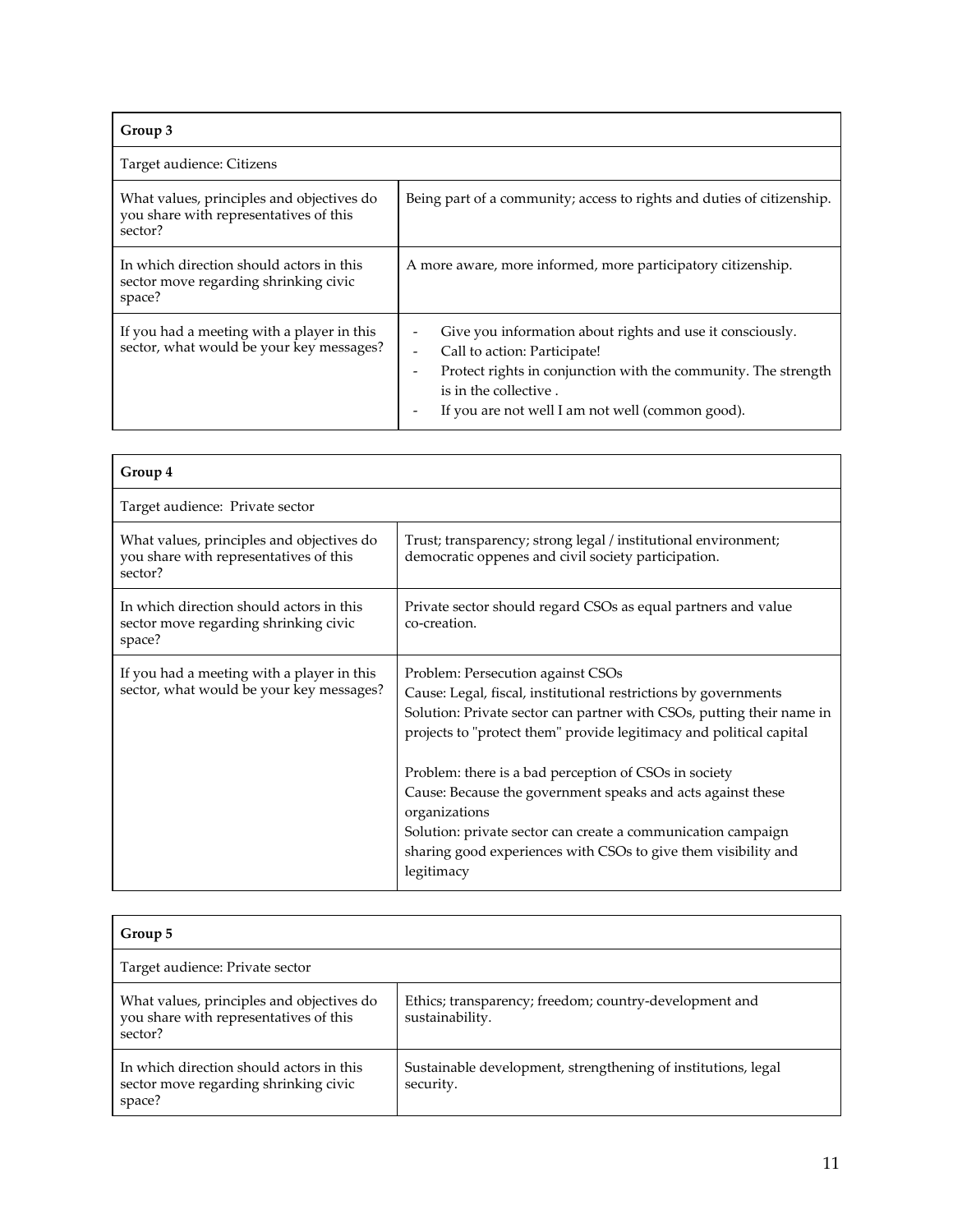| Group 3 | |
|---|---|
| Target audience: Citizens | |
| What values, principles and objectives do you share with representatives of this sector? | Being part of a community; access to rights and duties of citizenship. |
| In which direction should actors in this sector move regarding shrinking civic space? | A more aware, more informed, more participatory citizenship. |
| If you had a meeting with a player in this sector, what would be your key messages? | - Give you information about rights and use it consciously.<br>- Call to action: Participate!<br>- Protect rights in conjunction with the community. The strength is in the collective .<br>- If you are not well I am not well (common good). |

| Group 4 | |
|---|---|
| Target audience: Private sector | |
| What values, principles and objectives do you share with representatives of this sector? | Trust; transparency; strong legal / institutional environment; democratic oppenes and civil society participation. |
| In which direction should actors in this sector move regarding shrinking civic space? | Private sector should regard CSOs as equal partners and value co-creation. |
| If you had a meeting with a player in this sector, what would be your key messages? | Problem: Persecution against CSOs<br>Cause: Legal, fiscal, institutional restrictions by governments<br>Solution: Private sector can partner with CSOs, putting their name in projects to "protect them" provide legitimacy and political capital<br><br>Problem: there is a bad perception of CSOs in society<br>Cause: Because the government speaks and acts against these organizations<br>Solution: private sector can create a communication campaign sharing good experiences with CSOs to give them visibility and legitimacy |

| Group 5 | |
|---|---|
| Target audience: Private sector | |
| What values, principles and objectives do you share with representatives of this sector? | Ethics; transparency; freedom; country-development and sustainability. |
| In which direction should actors in this sector move regarding shrinking civic space? | Sustainable development, strengthening of institutions, legal security. |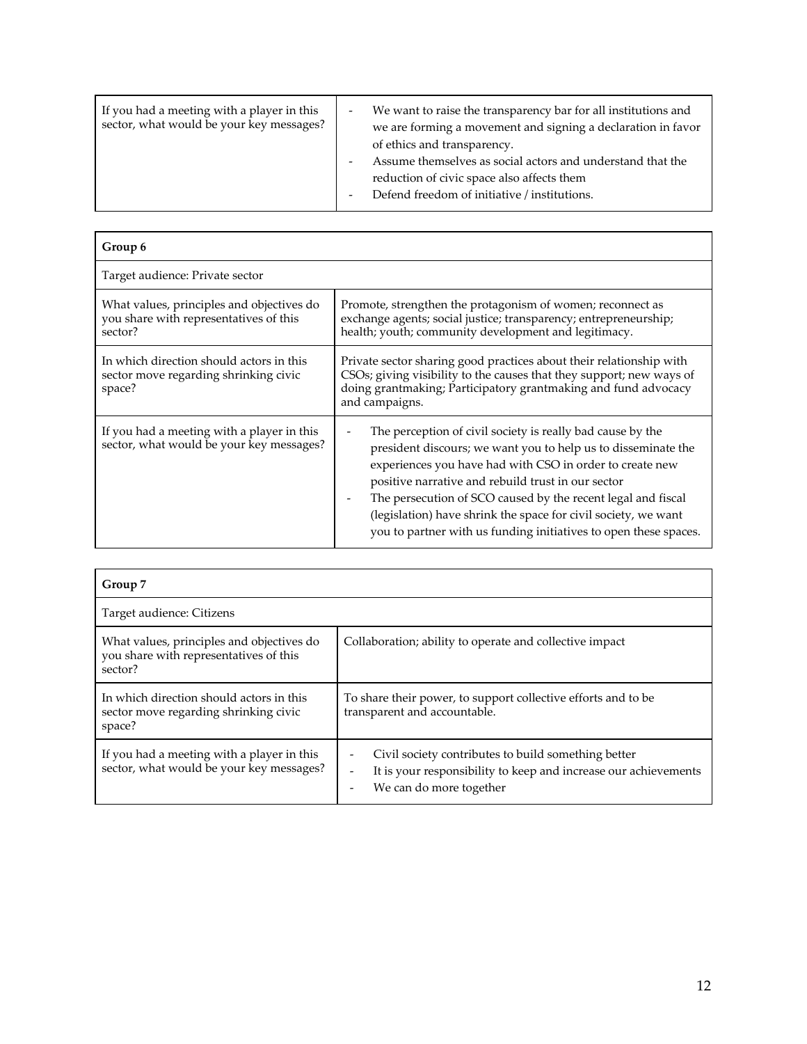| If you had a meeting with a player in this sector, what would be your key messages? | - We want to raise the transparency bar for all institutions and we are forming a movement and signing a declaration in favor of ethics and transparency.<br>- Assume themselves as social actors and understand that the reduction of civic space also affects them<br>- Defend freedom of initiative / institutions. |
|---|---|

| **Group 6** | |
|---|---|
| Target audience: Private sector | |
| What values, principles and objectives do you share with representatives of this sector? | Promote, strengthen the protagonism of women; reconnect as exchange agents; social justice; transparency; entrepreneurship; health; youth; community development and legitimacy. |
| In which direction should actors in this sector move regarding shrinking civic space? | Private sector sharing good practices about their relationship with CSOs; giving visibility to the causes that they support; new ways of doing grantmaking; Participatory grantmaking and fund advocacy and campaigns. |
| If you had a meeting with a player in this sector, what would be your key messages? | - The perception of civil society is really bad cause by the president discours; we want you to help us to disseminate the experiences you have had with CSO in order to create new positive narrative and rebuild trust in our sector<br>- The persecution of SCO caused by the recent legal and fiscal (legislation) have shrink the space for civil society, we want you to partner with us funding initiatives to open these spaces. |

| **Group 7** | |
|---|---|
| Target audience: Citizens | |
| What values, principles and objectives do you share with representatives of this sector? | Collaboration; ability to operate and collective impact |
| In which direction should actors in this sector move regarding shrinking civic space? | To share their power, to support collective efforts and to be transparent and accountable. |
| If you had a meeting with a player in this sector, what would be your key messages? | - Civil society contributes to build something better<br>- It is your responsibility to keep and increase our achievements<br>- We can do more together |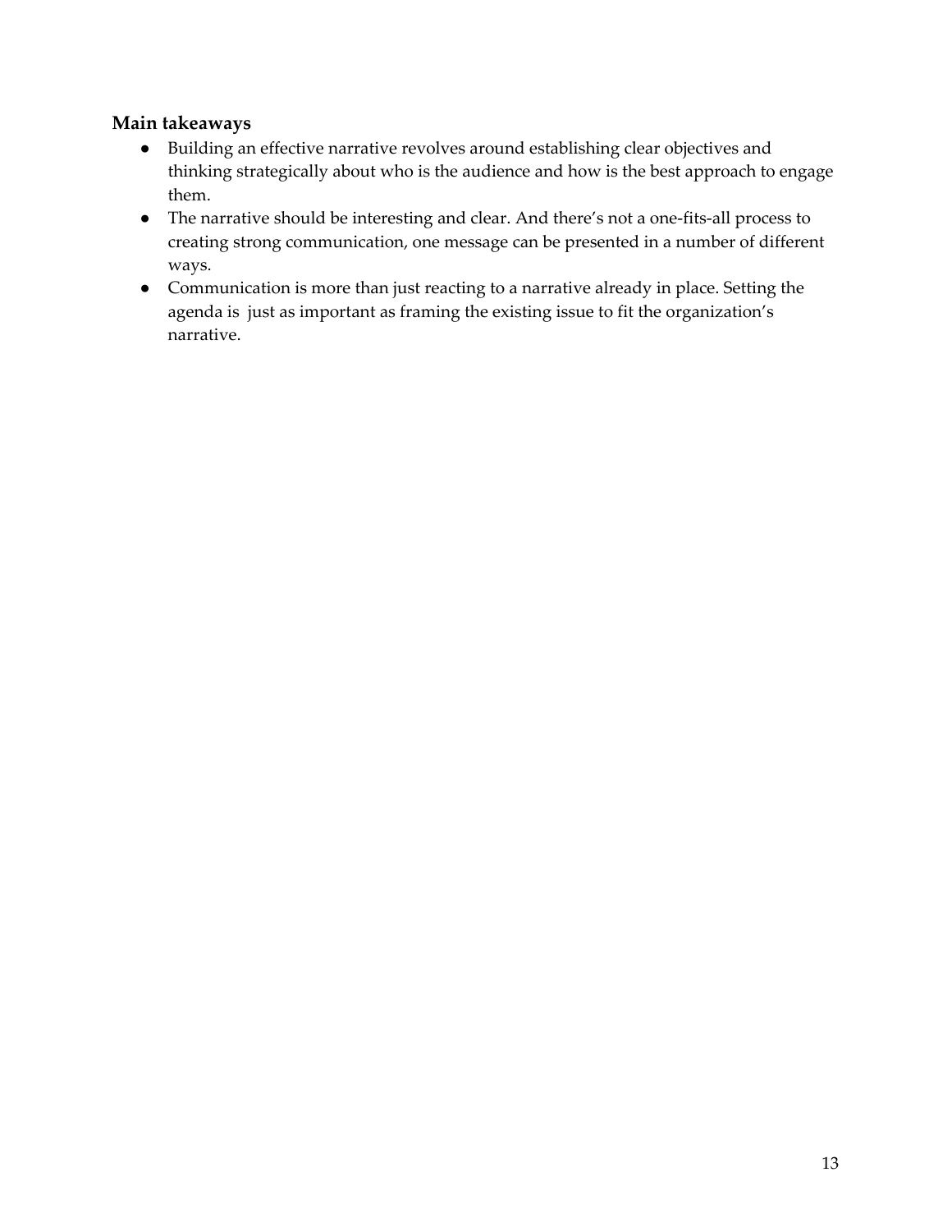### Main takeaways

- Building an effective narrative revolves around establishing clear objectives and thinking strategically about who is the audience and how is the best approach to engage them.
- The narrative should be interesting and clear. And there's not a one-fits-all process to creating strong communication, one message can be presented in a number of different ways.
- Communication is more than just reacting to a narrative already in place. Setting the agenda is just as important as framing the existing issue to fit the organization's narrative.